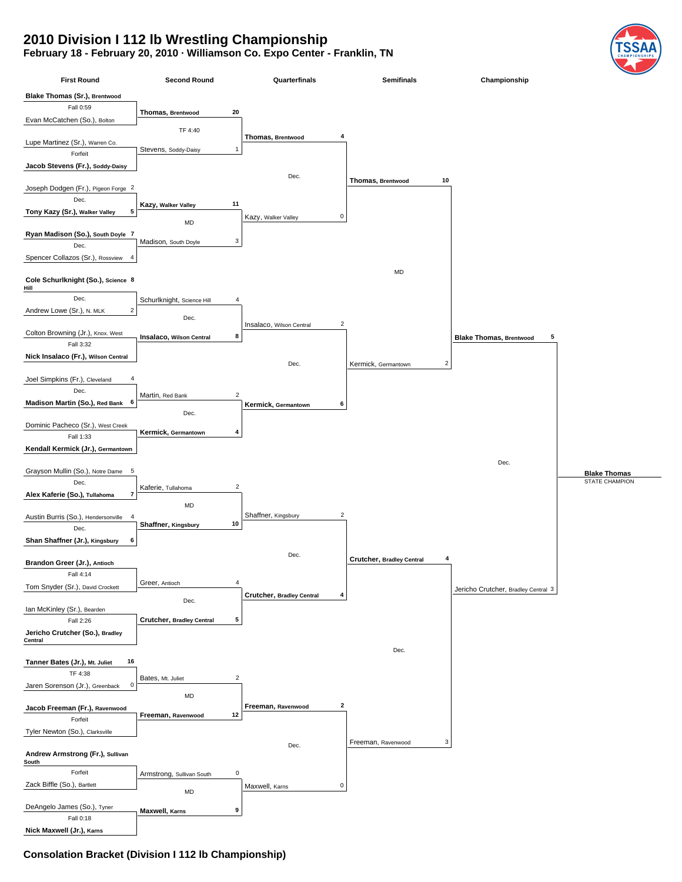# 2010 Division I 112 lb Wrestling Championship

**February 18 - February 20, 2010 · Williamson Co. Expo Center - Franklin, TN**

## First Round

| Match | Wrestler 1 | Score | Result | Wrestler 2 | Score |
|---|---|---|---|---|---|
| 1 | **Blake Thomas (Sr.), Brentwood** | | Fall 0:59 | Evan McCatchen (So.), Bolton | |
| 2 | Lupe Martinez (Sr.), Warren Co. | | Forfeit | **Jacob Stevens (Fr.), Soddy-Daisy** | |
| 3 | Joseph Dodgen (Fr.), Pigeon Forge | 2 | Dec. | **Tony Kazy (Sr.), Walker Valley** | 5 |
| 4 | **Ryan Madison (So.), South Doyle** | 7 | Dec. | Spencer Collazos (Sr.), Rossview | 4 |
| 5 | **Cole Schurlknight (So.), Science Hill** | 8 | Dec. | Andrew Lowe (Sr.), N. MLK | 2 |
| 6 | Colton Browning (Jr.), Knox. West | | Fall 3:32 | **Nick Insalaco (Fr.), Wilson Central** | |
| 7 | Joel Simpkins (Fr.), Cleveland | 4 | Dec. | **Madison Martin (So.), Red Bank** | 6 |
| 8 | Dominic Pacheco (Sr.), West Creek | | Fall 1:33 | **Kendall Kermick (Jr.), Germantown** | |
| 9 | Grayson Mullin (So.), Notre Dame | 5 | Dec. | **Alex Kaferie (So.), Tullahoma** | 7 |
| 10 | Austin Burris (So.), Hendersonville | 4 | Dec. | **Shan Shaffner (Jr.), Kingsbury** | 6 |
| 11 | **Brandon Greer (Jr.), Antioch** | | Fall 4:14 | Tom Snyder (Sr.), David Crockett | |
| 12 | Ian McKinley (So.), Bearden | | Fall 2:26 | **Jericho Crutcher (So.), Bradley Central** | |
| 13 | **Tanner Bates (Jr.), Mt. Juliet** | 16 | TF 4:38 | Jaren Sorenson (Jr.), Greenback | 0 |
| 14 | **Jacob Freeman (Fr.), Ravenwood** | | Forfeit | Tyler Newton (So.), Clarksville | |
| 15 | **Andrew Armstrong (Fr.), Sullivan South** | | Forfeit | Zack Biffle (So.), Bartlett | |
| 16 | DeAngelo James (So.), Tyner | | Fall 0:18 | **Nick Maxwell (Jr.), Karns** | |

## Second Round

| Wrestler 1 | Score | Result | Wrestler 2 | Score |
|---|---|---|---|---|
| **Thomas, Brentwood** | 20 | TF 4:40 | Stevens, Soddy-Daisy | 1 |
| **Kazy, Walker Valley** | 11 | MD | Madison, South Doyle | 3 |
| Schurlknight, Science Hill | 4 | Dec. | **Insalaco, Wilson Central** | 8 |
| Martin, Red Bank | 2 | Dec. | **Kermick, Germantown** | 4 |
| Kaferie, Tullahoma | 2 | MD | **Shaffner, Kingsbury** | 10 |
| Greer, Antioch | 4 | Dec. | **Crutcher, Bradley Central** | 5 |
| Bates, Mt. Juliet | 2 | MD | **Freeman, Ravenwood** | 12 |
| Armstrong, Sullivan South | 0 | MD | **Maxwell, Karns** | 9 |

## Quarterfinals

| Wrestler 1 | Score | Result | Wrestler 2 | Score |
|---|---|---|---|---|
| **Thomas, Brentwood** | 4 | Dec. | Kazy, Walker Valley | 0 |
| Insalaco, Wilson Central | 2 | Dec. | **Kermick, Germantown** | 6 |
| Shaffner, Kingsbury | 2 | Dec. | **Crutcher, Bradley Central** | 4 |
| **Freeman, Ravenwood** | 2 | Dec. | Maxwell, Karns | 0 |

## Semifinals

| Wrestler 1 | Score | Result | Wrestler 2 | Score |
|---|---|---|---|---|
| **Thomas, Brentwood** | 10 | MD | Kermick, Germantown | 2 |
| **Crutcher, Bradley Central** | 4 | Dec. | Freeman, Ravenwood | 3 |

## Championship

| Wrestler 1 | Score | Result | Wrestler 2 | Score |
|---|---|---|---|---|
| **Blake Thomas, Brentwood** | 5 | Dec. | Jericho Crutcher, Bradley Central | 3 |

**Blake Thomas**
STATE CHAMPION

## Consolation Bracket (Division I 112 lb Championship)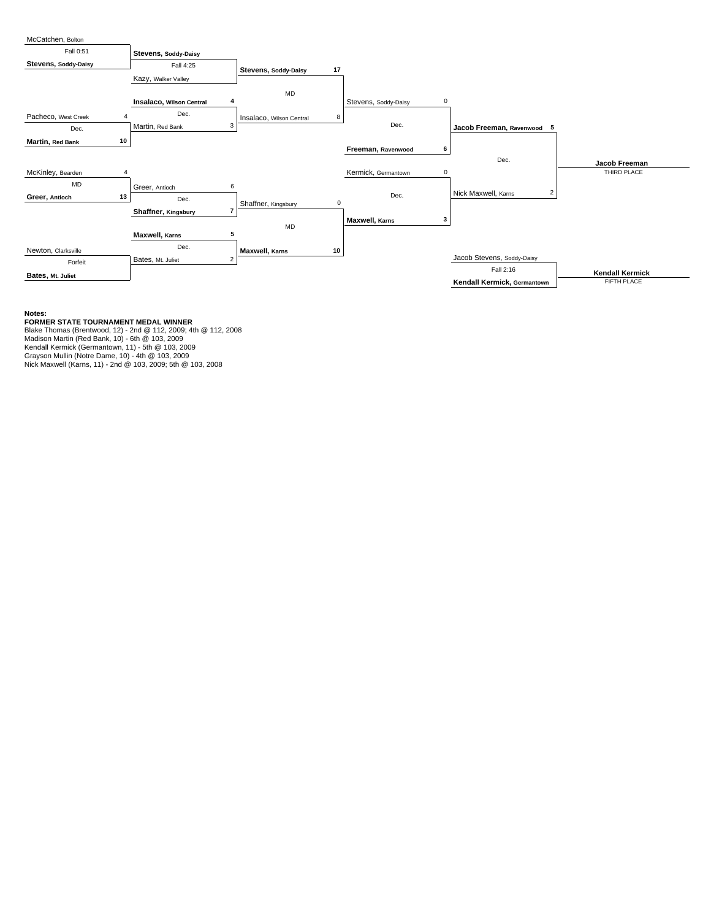McCatchen, Bolton

Fall 0:51

**Stevens, Soddy-Daisy**

**Stevens, Soddy-Daisy**

Fall 4:25

Kazy, Walker Valley

**Stevens, Soddy-Daisy** 17

MD

**Insalaco, Wilson Central** 4

Pacheco, West Creek 4

Dec.

Dec.

Martin, Red Bank 3

**Martin, Red Bank** 10

Insalaco, Wilson Central 8

Stevens, Soddy-Daisy 0

Dec.

**Freeman, Ravenwood** 6

**Jacob Freeman, Ravenwood** 5

Dec.

**Jacob Freeman**
THIRD PLACE

McKinley, Bearden 4

MD

**Greer, Antioch** 13

Greer, Antioch 6

Dec.

**Shaffner, Kingsbury** 7

Shaffner, Kingsbury 0

Kermick, Germantown 0

Dec.

**Maxwell, Karns** 3

Nick Maxwell, Karns 2

MD

**Maxwell, Karns** 5

Newton, Clarksville

Dec.

Forfeit

Bates, Mt. Juliet 2

**Bates, Mt. Juliet**

**Maxwell, Karns** 10

Jacob Stevens, Soddy-Daisy

Fall 2:16

**Kendall Kermick, Germantown**

**Kendall Kermick**
FIFTH PLACE

**Notes:**

**FORMER STATE TOURNAMENT MEDAL WINNER**

Blake Thomas (Brentwood, 12) - 2nd @ 112, 2009; 4th @ 112, 2008
Madison Martin (Red Bank, 10) - 6th @ 103, 2009
Kendall Kermick (Germantown, 11) - 5th @ 103, 2009
Grayson Mullin (Notre Dame, 10) - 4th @ 103, 2009
Nick Maxwell (Karns, 11) - 2nd @ 103, 2009; 5th @ 103, 2008